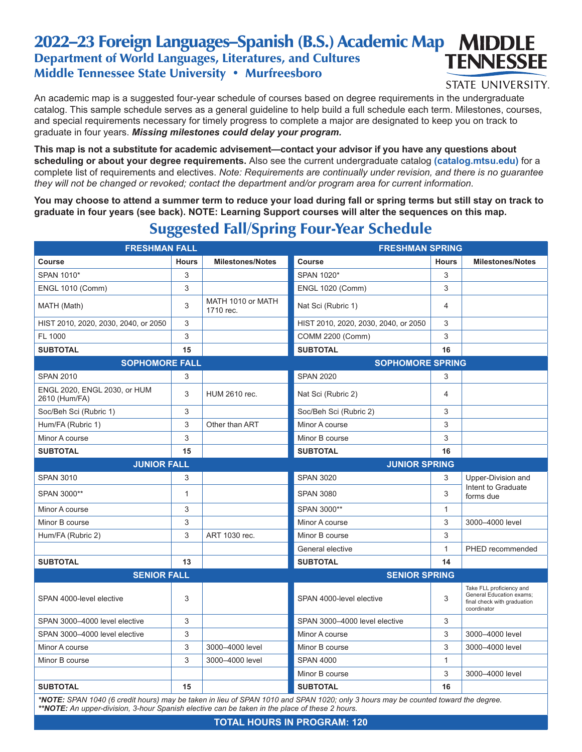# 2022–23 Foreign Languages–Spanish (B.S.) Academic Map

## Department of World Languages, Literatures, and Cultures

## Middle Tennessee State University • Murfreesboro

MIDDLE TENNESSEE STATE UNIVERSITY.

An academic map is a suggested four-year schedule of courses based on degree requirements in the undergraduate catalog. This sample schedule serves as a general guideline to help build a full schedule each term. Milestones, courses, and special requirements necessary for timely progress to complete a major are designated to keep you on track to graduate in four years. ***Missing milestones could delay your program.***

**This map is not a substitute for academic advisement—contact your advisor if you have any questions about scheduling or about your degree requirements.** Also see the current undergraduate catalog **(catalog.mtsu.edu)** for a complete list of requirements and electives. *Note: Requirements are continually under revision, and there is no guarantee they will not be changed or revoked; contact the department and/or program area for current information.*

**You may choose to attend a summer term to reduce your load during fall or spring terms but still stay on track to graduate in four years (see back). NOTE: Learning Support courses will alter the sequences on this map.**

## Suggested Fall/Spring Four-Year Schedule

| FRESHMAN FALL | | | FRESHMAN SPRING | | |
|---|---|---|---|---|---|
| **Course** | **Hours** | **Milestones/Notes** | **Course** | **Hours** | **Milestones/Notes** |
| SPAN 1010* | 3 | | SPAN 1020* | 3 | |
| ENGL 1010 (Comm) | 3 | | ENGL 1020 (Comm) | 3 | |
| MATH (Math) | 3 | MATH 1010 or MATH 1710 rec. | Nat Sci (Rubric 1) | 4 | |
| HIST 2010, 2020, 2030, 2040, or 2050 | 3 | | HIST 2010, 2020, 2030, 2040, or 2050 | 3 | |
| FL 1000 | 3 | | COMM 2200 (Comm) | 3 | |
| **SUBTOTAL** | **15** | | **SUBTOTAL** | **16** | |
| **SOPHOMORE FALL** | | | **SOPHOMORE SPRING** | | |
| SPAN 2010 | 3 | | SPAN 2020 | 3 | |
| ENGL 2020, ENGL 2030, or HUM 2610 (Hum/FA) | 3 | HUM 2610 rec. | Nat Sci (Rubric 2) | 4 | |
| Soc/Beh Sci (Rubric 1) | 3 | | Soc/Beh Sci (Rubric 2) | 3 | |
| Hum/FA (Rubric 1) | 3 | Other than ART | Minor A course | 3 | |
| Minor A course | 3 | | Minor B course | 3 | |
| **SUBTOTAL** | **15** | | **SUBTOTAL** | **16** | |
| **JUNIOR FALL** | | | **JUNIOR SPRING** | | |
| SPAN 3010 | 3 | | SPAN 3020 | 3 | Upper-Division and Intent to Graduate forms due |
| SPAN 3000** | 1 | | SPAN 3080 | 3 | |
| Minor A course | 3 | | SPAN 3000** | 1 | |
| Minor B course | 3 | | Minor A course | 3 | 3000–4000 level |
| Hum/FA (Rubric 2) | 3 | ART 1030 rec. | Minor B course | 3 | |
| | | | General elective | 1 | PHED recommended |
| **SUBTOTAL** | **13** | | **SUBTOTAL** | **14** | |
| **SENIOR FALL** | | | **SENIOR SPRING** | | |
| SPAN 4000-level elective | 3 | | SPAN 4000-level elective | 3 | Take FLL proficiency and General Education exams; final check with graduation coordinator |
| SPAN 3000–4000 level elective | 3 | | SPAN 3000–4000 level elective | 3 | |
| SPAN 3000–4000 level elective | 3 | | Minor A course | 3 | 3000–4000 level |
| Minor A course | 3 | 3000–4000 level | Minor B course | 3 | 3000–4000 level |
| Minor B course | 3 | 3000–4000 level | SPAN 4000 | 1 | |
| | | | Minor B course | 3 | 3000–4000 level |
| **SUBTOTAL** | **15** | | **SUBTOTAL** | **16** | |

****NOTE:*** *SPAN 1040 (6 credit hours) may be taken in lieu of SPAN 1010 and SPAN 1020; only 3 hours may be counted toward the degree.*
*****NOTE:*** *An upper-division, 3-hour Spanish elective can be taken in the place of these 2 hours.*

**TOTAL HOURS IN PROGRAM: 120**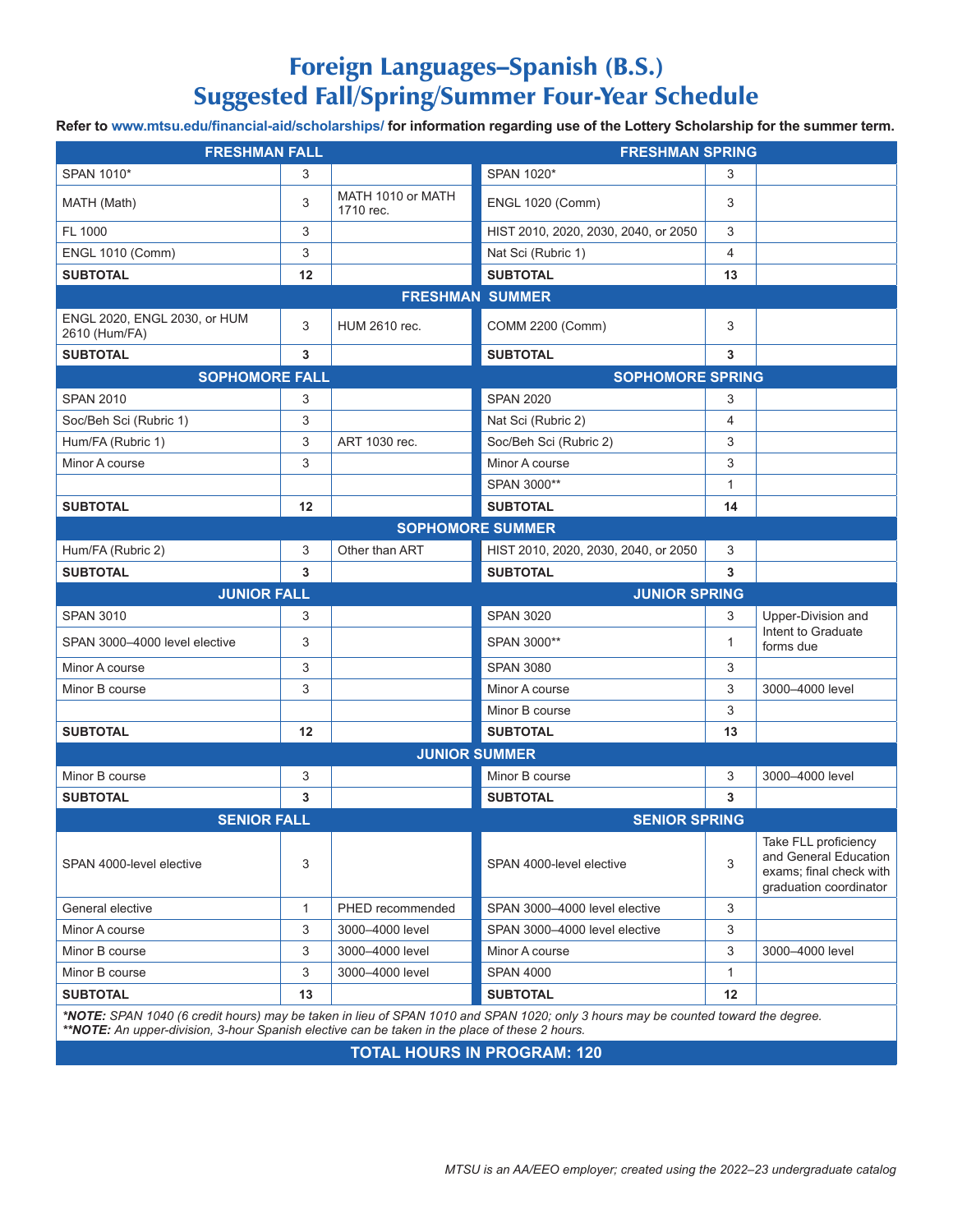# Foreign Languages–Spanish (B.S.)
# Suggested Fall/Spring/Summer Four-Year Schedule

**Refer to www.mtsu.edu/financial-aid/scholarships/ for information regarding use of the Lottery Scholarship for the summer term.**

| FRESHMAN FALL | | | FRESHMAN SPRING | | |
|---|---|---|---|---|---|
| SPAN 1010* | 3 | | SPAN 1020* | 3 | |
| MATH (Math) | 3 | MATH 1010 or MATH 1710 rec. | ENGL 1020 (Comm) | 3 | |
| FL 1000 | 3 | | HIST 2010, 2020, 2030, 2040, or 2050 | 3 | |
| ENGL 1010 (Comm) | 3 | | Nat Sci (Rubric 1) | 4 | |
| **SUBTOTAL** | **12** | | **SUBTOTAL** | **13** | |
| **FRESHMAN SUMMER** | | | | | |
| ENGL 2020, ENGL 2030, or HUM 2610 (Hum/FA) | 3 | HUM 2610 rec. | COMM 2200 (Comm) | 3 | |
| **SUBTOTAL** | **3** | | **SUBTOTAL** | **3** | |
| **SOPHOMORE FALL** | | | **SOPHOMORE SPRING** | | |
| SPAN 2010 | 3 | | SPAN 2020 | 3 | |
| Soc/Beh Sci (Rubric 1) | 3 | | Nat Sci (Rubric 2) | 4 | |
| Hum/FA (Rubric 1) | 3 | ART 1030 rec. | Soc/Beh Sci (Rubric 2) | 3 | |
| Minor A course | 3 | | Minor A course | 3 | |
| | | | SPAN 3000** | 1 | |
| **SUBTOTAL** | **12** | | **SUBTOTAL** | **14** | |
| **SOPHOMORE SUMMER** | | | | | |
| Hum/FA (Rubric 2) | 3 | Other than ART | HIST 2010, 2020, 2030, 2040, or 2050 | 3 | |
| **SUBTOTAL** | **3** | | **SUBTOTAL** | **3** | |
| **JUNIOR FALL** | | | **JUNIOR SPRING** | | |
| SPAN 3010 | 3 | | SPAN 3020 | 3 | Upper-Division and Intent to Graduate forms due |
| SPAN 3000–4000 level elective | 3 | | SPAN 3000** | 1 | |
| Minor A course | 3 | | SPAN 3080 | 3 | |
| Minor B course | 3 | | Minor A course | 3 | 3000–4000 level |
| | | | Minor B course | 3 | |
| **SUBTOTAL** | **12** | | **SUBTOTAL** | **13** | |
| **JUNIOR SUMMER** | | | | | |
| Minor B course | 3 | | Minor B course | 3 | 3000–4000 level |
| **SUBTOTAL** | **3** | | **SUBTOTAL** | **3** | |
| **SENIOR FALL** | | | **SENIOR SPRING** | | |
| SPAN 4000-level elective | 3 | | SPAN 4000-level elective | 3 | Take FLL proficiency and General Education exams; final check with graduation coordinator |
| General elective | 1 | PHED recommended | SPAN 3000–4000 level elective | 3 | |
| Minor A course | 3 | 3000–4000 level | SPAN 3000–4000 level elective | 3 | |
| Minor B course | 3 | 3000–4000 level | Minor A course | 3 | 3000–4000 level |
| Minor B course | 3 | 3000–4000 level | SPAN 4000 | 1 | |
| **SUBTOTAL** | **13** | | **SUBTOTAL** | **12** | |

***NOTE:** SPAN 1040 (6 credit hours) may be taken in lieu of SPAN 1010 and SPAN 1020; only 3 hours may be counted toward the degree.*
***\*NOTE:** An upper-division, 3-hour Spanish elective can be taken in the place of these 2 hours.*

**TOTAL HOURS IN PROGRAM: 120**

*MTSU is an AA/EEO employer; created using the 2022–23 undergraduate catalog*